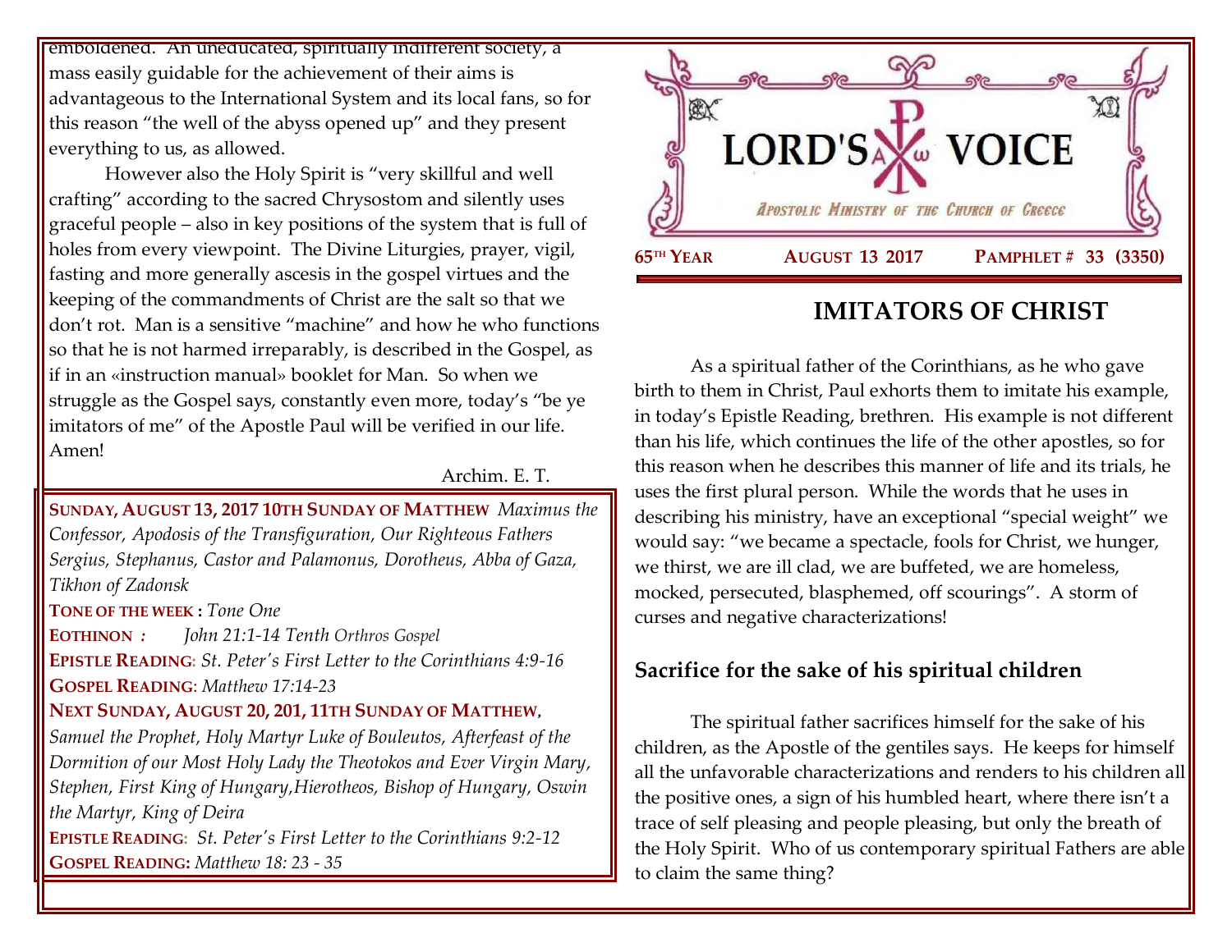emboldened. An uneducated, spiritually indifferent society, a mass easily guidable for the achievement of their aims is advantageous to the International System and its local fans, so for this reason "the well of the abyss opened up" and they present everything to us, as allowed.

However also the Holy Spirit is "very skillful and well crafting" according to the sacred Chrysostom and silently uses graceful people – also in key positions of the system that is full of holes from every viewpoint. The Divine Liturgies, prayer, vigil, fasting and more generally ascesis in the gospel virtues and the keeping of the commandments of Christ are the salt so that we don't rot. Man is a sensitive "machine" and how he who functions so that he is not harmed irreparably, is described in the Gospel, as if in an «instruction manual» booklet for Man. So when we struggle as the Gospel says, constantly even more, today's "be ye imitators of me" of the Apostle Paul will be verified in our life. Amen!

Archim. E. T.

**SUNDAY, AUGUST 13, 2017 10TH SUNDAY OF MATTHEW** *Maximus the Confessor, Apodosis of the Transfiguration, Our Righteous Fathers Sergius, Stephanus, Castor and Palamonus, Dorotheus, Abba of Gaza, Tikhon of Zadonsk*

**TONE OF THE WEEK :** *Tone One*

**EOTHINON :** *John 21:1-14 Tenth Orthros Gospel*

**EPISTLE READING**: *St. Peter's First Letter to the Corinthians 4:9-16*

**GOSPEL READING**: *Matthew 17:14-23*

**NEXT SUNDAY, AUGUST 20, 201, 11TH SUNDAY OF MATTHEW**, *Samuel the Prophet, Holy Martyr Luke of Bouleutos, Afterfeast of the Dormition of our Most Holy Lady the Theotokos and Ever Virgin Mary, Stephen, First King of Hungary,Hierotheos, Bishop of Hungary, Oswin the Martyr, King of Deira*

**EPISTLE READING:** *St. Peter's First Letter to the Corinthians 9:2-12*

**GOSPEL READING:** *Matthew 18: 23 - 35*

# LORD'S VOICE

*APOSTOLIC MINISTRY OF THE CHURCH OF GREECE*

**65TH YEAR** **AUGUST 13 2017** **PAMPHLET # 33 (3350)**

## IMITATORS OF CHRIST

As a spiritual father of the Corinthians, as he who gave birth to them in Christ, Paul exhorts them to imitate his example, in today's Epistle Reading, brethren. His example is not different than his life, which continues the life of the other apostles, so for this reason when he describes this manner of life and its trials, he uses the first plural person. While the words that he uses in describing his ministry, have an exceptional "special weight" we would say: "we became a spectacle, fools for Christ, we hunger, we thirst, we are ill clad, we are buffeted, we are homeless, mocked, persecuted, blasphemed, off scourings". A storm of curses and negative characterizations!

### Sacrifice for the sake of his spiritual children

The spiritual father sacrifices himself for the sake of his children, as the Apostle of the gentiles says. He keeps for himself all the unfavorable characterizations and renders to his children all the positive ones, a sign of his humbled heart, where there isn't a trace of self pleasing and people pleasing, but only the breath of the Holy Spirit. Who of us contemporary spiritual Fathers are able to claim the same thing?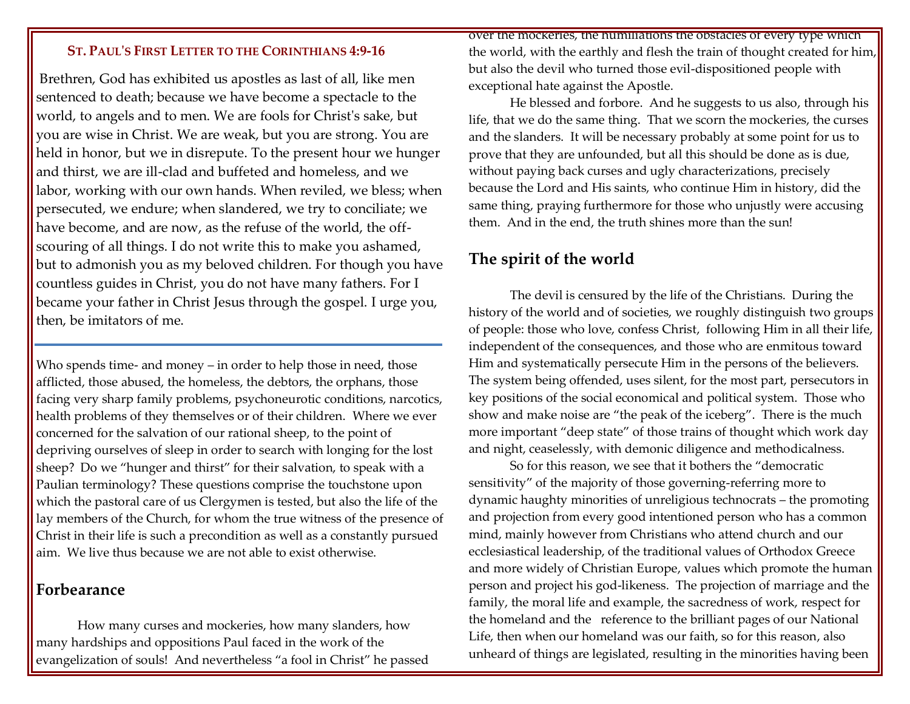**St. Paul's First Letter to the Corinthians 4:9-16**

Brethren, God has exhibited us apostles as last of all, like men sentenced to death; because we have become a spectacle to the world, to angels and to men. We are fools for Christ's sake, but you are wise in Christ. We are weak, but you are strong. You are held in honor, but we in disrepute. To the present hour we hunger and thirst, we are ill-clad and buffeted and homeless, and we labor, working with our own hands. When reviled, we bless; when persecuted, we endure; when slandered, we try to conciliate; we have become, and are now, as the refuse of the world, the off-scouring of all things. I do not write this to make you ashamed, but to admonish you as my beloved children. For though you have countless guides in Christ, you do not have many fathers. For I became your father in Christ Jesus through the gospel. I urge you, then, be imitators of me.

---

Who spends time- and money – in order to help those in need, those afflicted, those abused, the homeless, the debtors, the orphans, those facing very sharp family problems, psychoneurotic conditions, narcotics, health problems of they themselves or of their children. Where we ever concerned for the salvation of our rational sheep, to the point of depriving ourselves of sleep in order to search with longing for the lost sheep? Do we "hunger and thirst" for their salvation, to speak with a Paulian terminology? These questions comprise the touchstone upon which the pastoral care of us Clergymen is tested, but also the life of the lay members of the Church, for whom the true witness of the presence of Christ in their life is such a precondition as well as a constantly pursued aim. We live thus because we are not able to exist otherwise.

## Forbearance

How many curses and mockeries, how many slanders, how many hardships and oppositions Paul faced in the work of the evangelization of souls! And nevertheless "a fool in Christ" he passed over the mockeries, the humiliations the obstacles of every type which the world, with the earthly and flesh the train of thought created for him, but also the devil who turned those evil-dispositioned people with exceptional hate against the Apostle.

He blessed and forbore. And he suggests to us also, through his life, that we do the same thing. That we scorn the mockeries, the curses and the slanders. It will be necessary probably at some point for us to prove that they are unfounded, but all this should be done as is due, without paying back curses and ugly characterizations, precisely because the Lord and His saints, who continue Him in history, did the same thing, praying furthermore for those who unjustly were accusing them. And in the end, the truth shines more than the sun!

## The spirit of the world

The devil is censured by the life of the Christians. During the history of the world and of societies, we roughly distinguish two groups of people: those who love, confess Christ, following Him in all their life, independent of the consequences, and those who are enmitous toward Him and systematically persecute Him in the persons of the believers. The system being offended, uses silent, for the most part, persecutors in key positions of the social economical and political system. Those who show and make noise are "the peak of the iceberg". There is the much more important "deep state" of those trains of thought which work day and night, ceaselessly, with demonic diligence and methodicalness.

So for this reason, we see that it bothers the "democratic sensitivity" of the majority of those governing-referring more to dynamic haughty minorities of unreligious technocrats – the promoting and projection from every good intentioned person who has a common mind, mainly however from Christians who attend church and our ecclesiastical leadership, of the traditional values of Orthodox Greece and more widely of Christian Europe, values which promote the human person and project his god-likeness. The projection of marriage and the family, the moral life and example, the sacredness of work, respect for the homeland and the reference to the brilliant pages of our National Life, then when our homeland was our faith, so for this reason, also unheard of things are legislated, resulting in the minorities having been